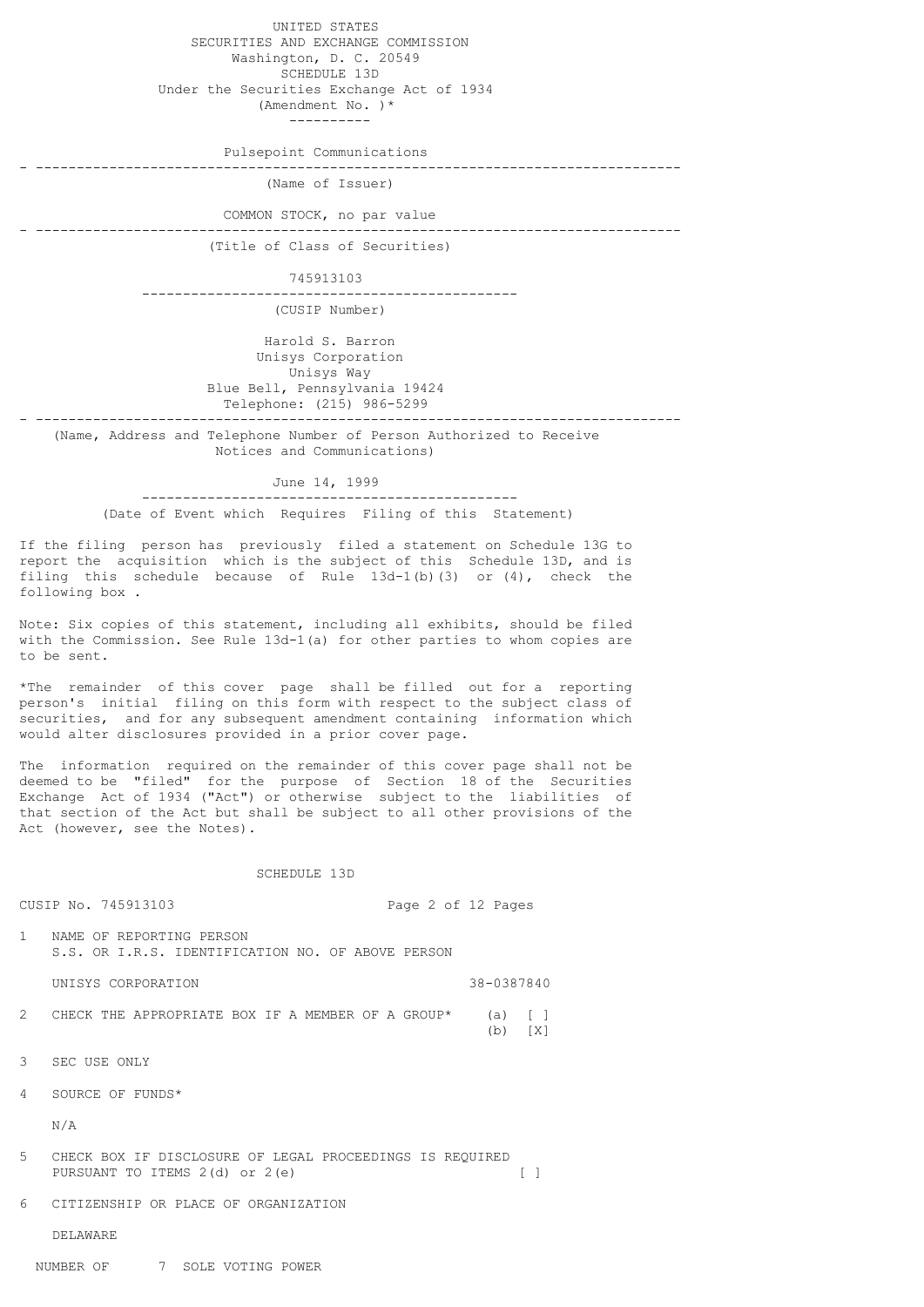UNITED STATES
SECURITIES AND EXCHANGE COMMISSION
Washington, D. C. 20549

# SCHEDULE 13D

Under the Securities Exchange Act of 1934
(Amendment No. )*

---

Pulsepoint Communications

(Name of Issuer)

COMMON STOCK, no par value

(Title of Class of Securities)

745913103

(CUSIP Number)

Harold S. Barron
Unisys Corporation
Unisys Way
Blue Bell, Pennsylvania 19424
Telephone: (215) 986-5299

(Name, Address and Telephone Number of Person Authorized to Receive Notices and Communications)

June 14, 1999

(Date of Event which Requires Filing of this Statement)

If the filing person has previously filed a statement on Schedule 13G to report the acquisition which is the subject of this Schedule 13D, and is filing this schedule because of Rule 13d-1(b)(3) or (4), check the following box .

Note: Six copies of this statement, including all exhibits, should be filed with the Commission. See Rule 13d-1(a) for other parties to whom copies are to be sent.

*The remainder of this cover page shall be filled out for a reporting person's initial filing on this form with respect to the subject class of securities, and for any subsequent amendment containing information which would alter disclosures provided in a prior cover page.

The information required on the remainder of this cover page shall not be deemed to be "filed" for the purpose of Section 18 of the Securities Exchange Act of 1934 ("Act") or otherwise subject to the liabilities of that section of the Act but shall be subject to all other provisions of the Act (however, see the Notes).

## SCHEDULE 13D

CUSIP No. 745913103

1 NAME OF REPORTING PERSON
S.S. OR I.R.S. IDENTIFICATION NO. OF ABOVE PERSON

UNISYS CORPORATION 38-0387840

2 CHECK THE APPROPRIATE BOX IF A MEMBER OF A GROUP* (a) [ ]
(b) [X]

3 SEC USE ONLY

4 SOURCE OF FUNDS*

N/A

5 CHECK BOX IF DISCLOSURE OF LEGAL PROCEEDINGS IS REQUIRED PURSUANT TO ITEMS 2(d) or 2(e) [ ]

6 CITIZENSHIP OR PLACE OF ORGANIZATION

DELAWARE

NUMBER OF 7 SOLE VOTING POWER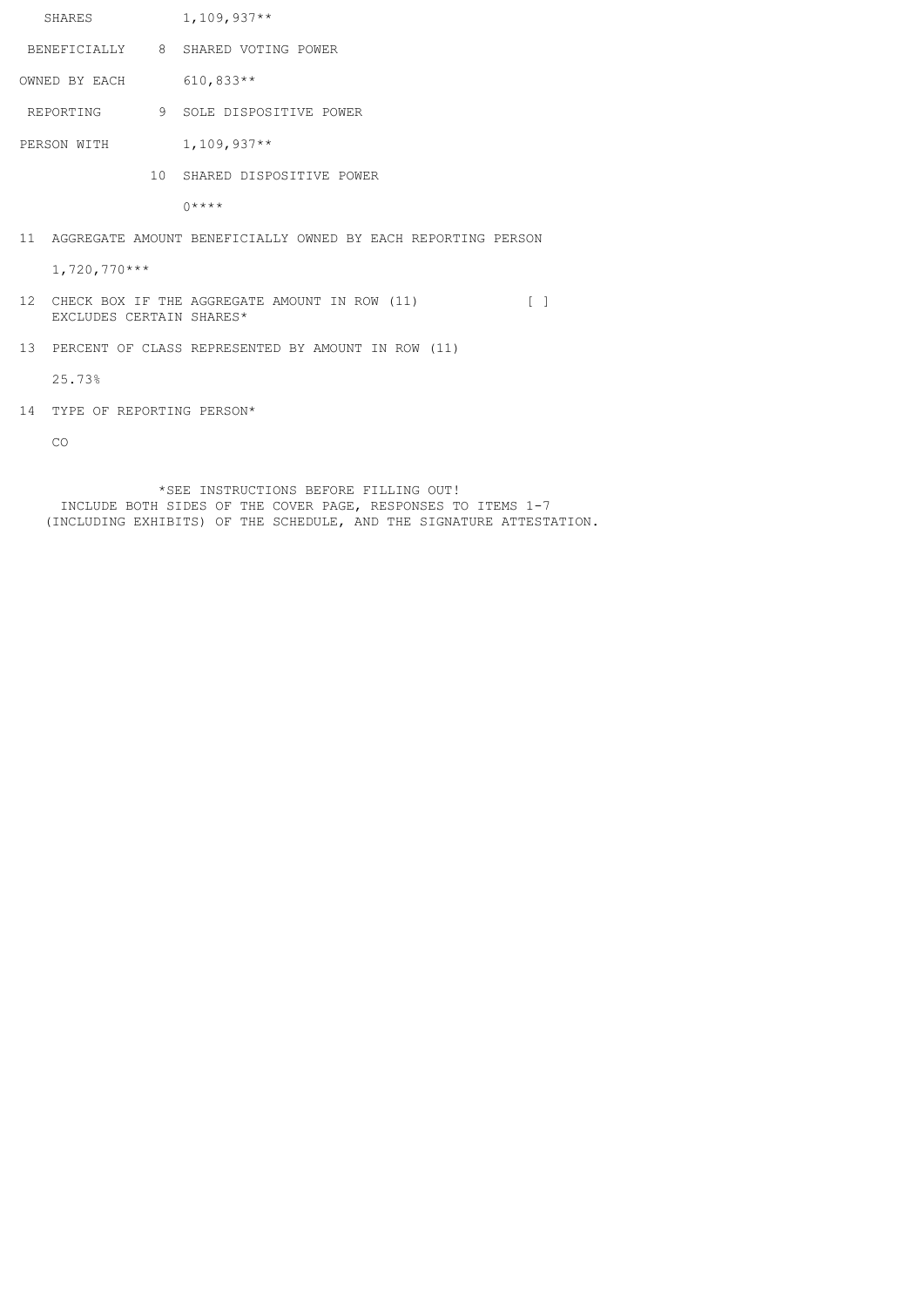| | | |
|---|---|---|
| SHARES | | 1,109,937** |
| BENEFICIALLY | 8 | SHARED VOTING POWER |
| OWNED BY EACH | | 610,833** |
| REPORTING | 9 | SOLE DISPOSITIVE POWER |
| PERSON WITH | | 1,109,937** |
| | 10 | SHARED DISPOSITIVE POWER |
| | | 0**** |

11 AGGREGATE AMOUNT BENEFICIALLY OWNED BY EACH REPORTING PERSON

1,720,770***

12 CHECK BOX IF THE AGGREGATE AMOUNT IN ROW (11) EXCLUDES CERTAIN SHARES* [ ]

13 PERCENT OF CLASS REPRESENTED BY AMOUNT IN ROW (11)

25.73%

14 TYPE OF REPORTING PERSON*

CO

*SEE INSTRUCTIONS BEFORE FILLING OUT!
INCLUDE BOTH SIDES OF THE COVER PAGE, RESPONSES TO ITEMS 1-7
(INCLUDING EXHIBITS) OF THE SCHEDULE, AND THE SIGNATURE ATTESTATION.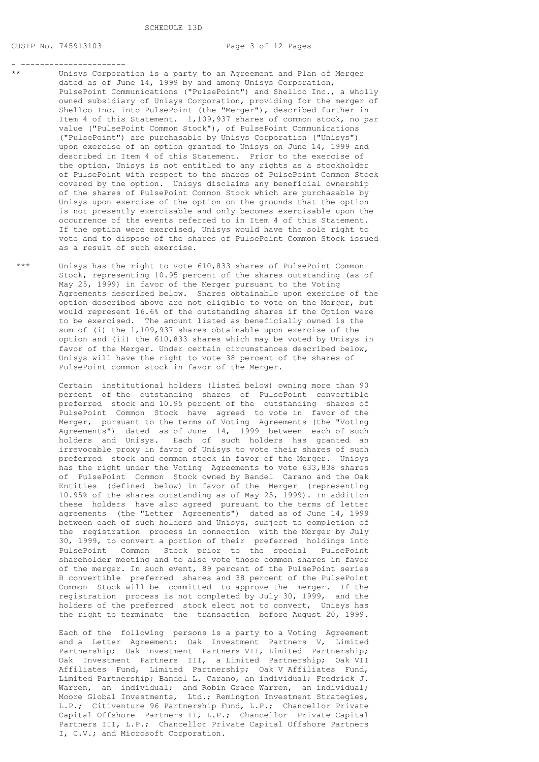SCHEDULE 13D

CUSIP No. 745913103

- ----------------------

** Unisys Corporation is a party to an Agreement and Plan of Merger dated as of June 14, 1999 by and among Unisys Corporation, PulsePoint Communications ("PulsePoint") and Shellco Inc., a wholly owned subsidiary of Unisys Corporation, providing for the merger of Shellco Inc. into PulsePoint (the "Merger"), described further in Item 4 of this Statement. 1,109,937 shares of common stock, no par value ("PulsePoint Common Stock"), of PulsePoint Communications ("PulsePoint") are purchasable by Unisys Corporation ("Unisys") upon exercise of an option granted to Unisys on June 14, 1999 and described in Item 4 of this Statement. Prior to the exercise of the option, Unisys is not entitled to any rights as a stockholder of PulsePoint with respect to the shares of PulsePoint Common Stock covered by the option. Unisys disclaims any beneficial ownership of the shares of PulsePoint Common Stock which are purchasable by Unisys upon exercise of the option on the grounds that the option is not presently exercisable and only becomes exercisable upon the occurrence of the events referred to in Item 4 of this Statement. If the option were exercised, Unisys would have the sole right to vote and to dispose of the shares of PulsePoint Common Stock issued as a result of such exercise.

*** Unisys has the right to vote 610,833 shares of PulsePoint Common Stock, representing 10.95 percent of the shares outstanding (as of May 25, 1999) in favor of the Merger pursuant to the Voting Agreements described below. Shares obtainable upon exercise of the option described above are not eligible to vote on the Merger, but would represent 16.6% of the outstanding shares if the Option were to be exercised. The amount listed as beneficially owned is the sum of (i) the 1,109,937 shares obtainable upon exercise of the option and (ii) the 610,833 shares which may be voted by Unisys in favor of the Merger. Under certain circumstances described below, Unisys will have the right to vote 38 percent of the shares of PulsePoint common stock in favor of the Merger.

Certain institutional holders (listed below) owning more than 90 percent of the outstanding shares of PulsePoint convertible preferred stock and 10.95 percent of the outstanding shares of PulsePoint Common Stock have agreed to vote in favor of the Merger, pursuant to the terms of Voting Agreements (the "Voting Agreements") dated as of June 14, 1999 between each of such holders and Unisys. Each of such holders has granted an irrevocable proxy in favor of Unisys to vote their shares of such preferred stock and common stock in favor of the Merger. Unisys has the right under the Voting Agreements to vote 633,838 shares of PulsePoint Common Stock owned by Bandel Carano and the Oak Entities (defined below) in favor of the Merger (representing 10.95% of the shares outstanding as of May 25, 1999). In addition these holders have also agreed pursuant to the terms of letter agreements (the "Letter Agreements") dated as of June 14, 1999 between each of such holders and Unisys, subject to completion of the registration process in connection with the Merger by July 30, 1999, to convert a portion of their preferred holdings into PulsePoint Common Stock prior to the special PulsePoint shareholder meeting and to also vote those common shares in favor of the merger. In such event, 89 percent of the PulsePoint series B convertible preferred shares and 38 percent of the PulsePoint Common Stock will be committed to approve the merger. If the registration process is not completed by July 30, 1999, and the holders of the preferred stock elect not to convert, Unisys has the right to terminate the transaction before August 20, 1999.

Each of the following persons is a party to a Voting Agreement and a Letter Agreement: Oak Investment Partners V, Limited Partnership; Oak Investment Partners VII, Limited Partnership; Oak Investment Partners III, a Limited Partnership; Oak VII Affiliates Fund, Limited Partnership; Oak V Affiliates Fund, Limited Partnership; Bandel L. Carano, an individual; Fredrick J. Warren, an individual; and Robin Grace Warren, an individual; Moore Global Investments, Ltd.; Remington Investment Strategies, L.P.; Citiventure 96 Partnership Fund, L.P.; Chancellor Private Capital Offshore Partners II, L.P.; Chancellor Private Capital Partners III, L.P.; Chancellor Private Capital Offshore Partners I, C.V.; and Microsoft Corporation.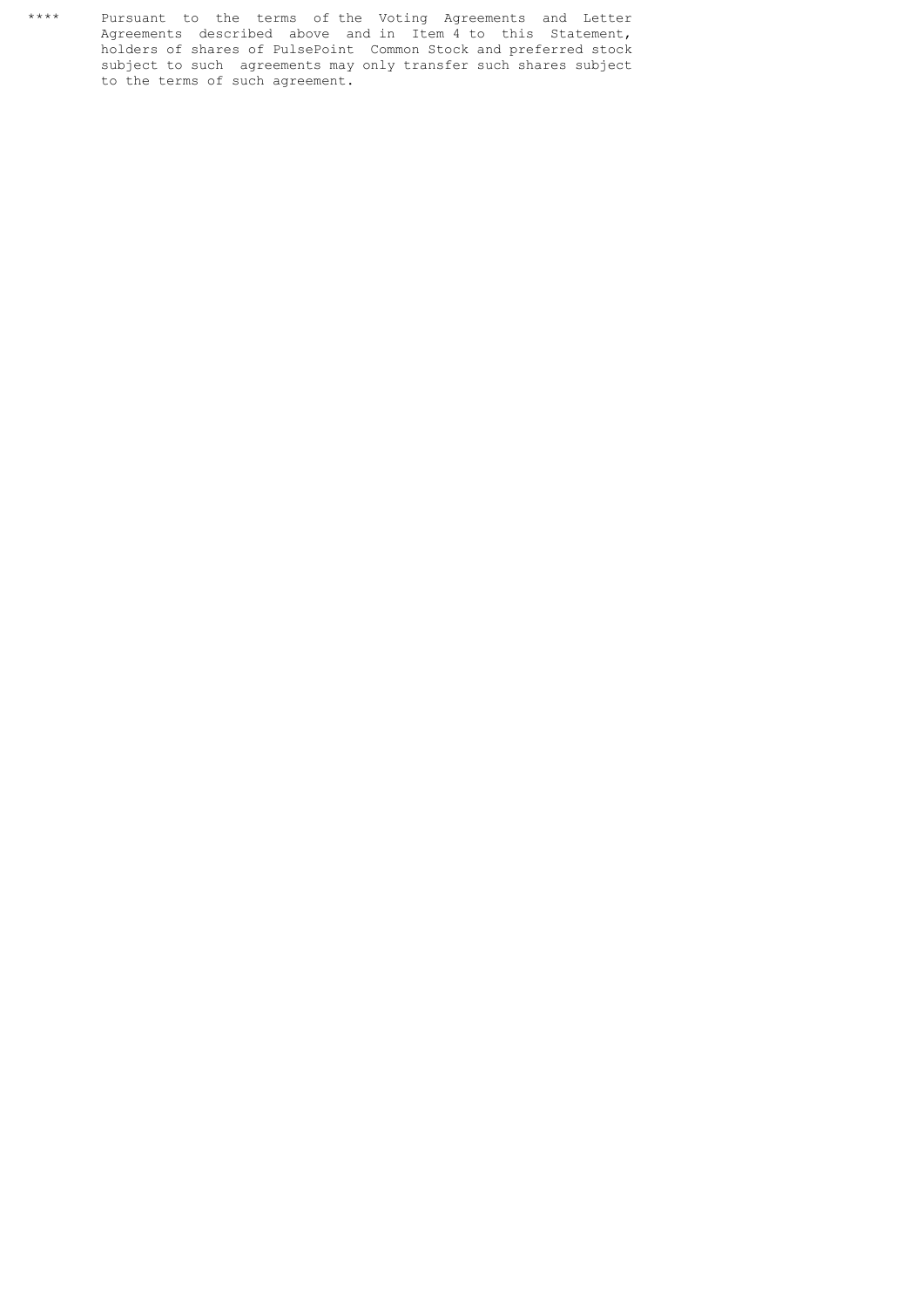**** Pursuant to the terms of the Voting Agreements and Letter Agreements described above and in Item 4 to this Statement, holders of shares of PulsePoint Common Stock and preferred stock subject to such agreements may only transfer such shares subject to the terms of such agreement.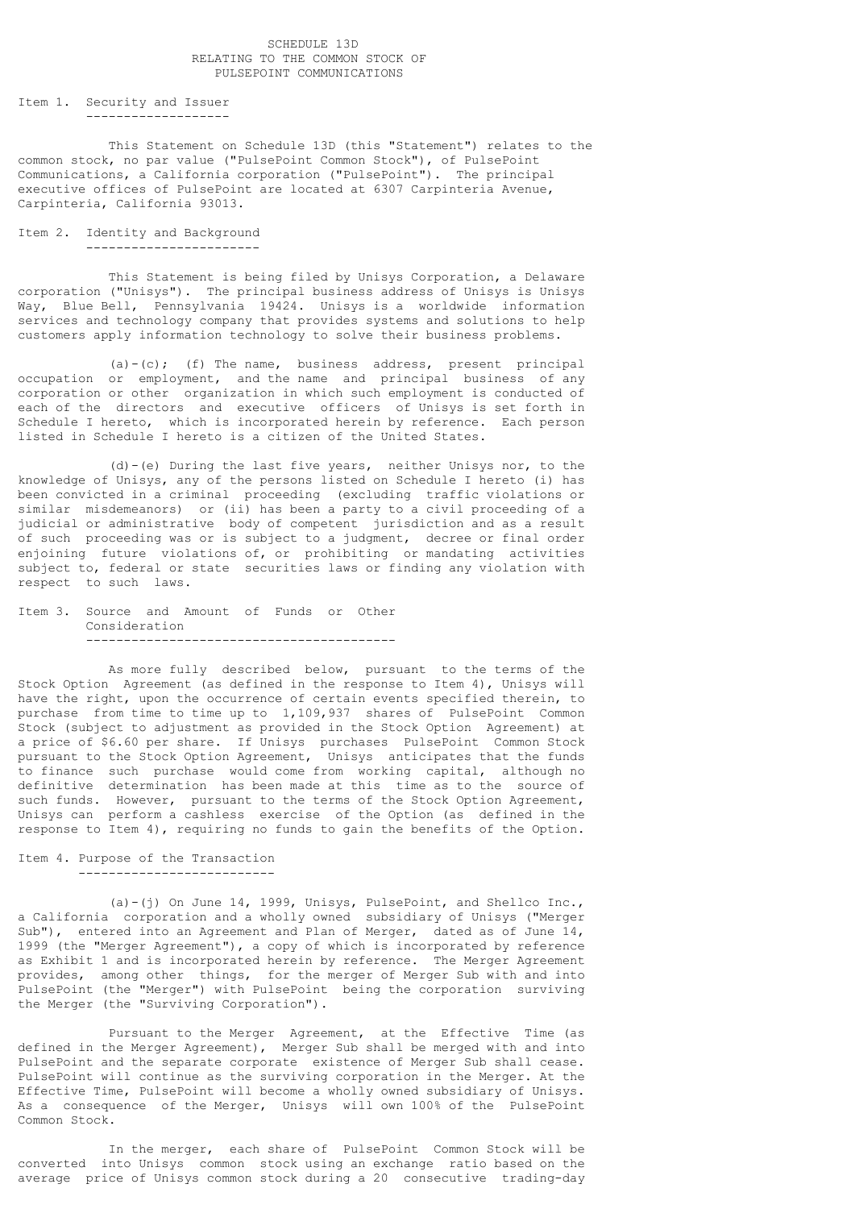# SCHEDULE 13D
## RELATING TO THE COMMON STOCK OF PULSEPOINT COMMUNICATIONS

### Item 1. Security and Issuer

This Statement on Schedule 13D (this "Statement") relates to the common stock, no par value ("PulsePoint Common Stock"), of PulsePoint Communications, a California corporation ("PulsePoint"). The principal executive offices of PulsePoint are located at 6307 Carpinteria Avenue, Carpinteria, California 93013.

### Item 2. Identity and Background

This Statement is being filed by Unisys Corporation, a Delaware corporation ("Unisys"). The principal business address of Unisys is Unisys Way, Blue Bell, Pennsylvania 19424. Unisys is a worldwide information services and technology company that provides systems and solutions to help customers apply information technology to solve their business problems.

(a)-(c); (f) The name, business address, present principal occupation or employment, and the name and principal business of any corporation or other organization in which such employment is conducted of each of the directors and executive officers of Unisys is set forth in Schedule I hereto, which is incorporated herein by reference. Each person listed in Schedule I hereto is a citizen of the United States.

(d)-(e) During the last five years, neither Unisys nor, to the knowledge of Unisys, any of the persons listed on Schedule I hereto (i) has been convicted in a criminal proceeding (excluding traffic violations or similar misdemeanors) or (ii) has been a party to a civil proceeding of a judicial or administrative body of competent jurisdiction and as a result of such proceeding was or is subject to a judgment, decree or final order enjoining future violations of, or prohibiting or mandating activities subject to, federal or state securities laws or finding any violation with respect to such laws.

### Item 3. Source and Amount of Funds or Other Consideration

As more fully described below, pursuant to the terms of the Stock Option Agreement (as defined in the response to Item 4), Unisys will have the right, upon the occurrence of certain events specified therein, to purchase from time to time up to 1,109,937 shares of PulsePoint Common Stock (subject to adjustment as provided in the Stock Option Agreement) at a price of $6.60 per share. If Unisys purchases PulsePoint Common Stock pursuant to the Stock Option Agreement, Unisys anticipates that the funds to finance such purchase would come from working capital, although no definitive determination has been made at this time as to the source of such funds. However, pursuant to the terms of the Stock Option Agreement, Unisys can perform a cashless exercise of the Option (as defined in the response to Item 4), requiring no funds to gain the benefits of the Option.

### Item 4. Purpose of the Transaction

(a)-(j) On June 14, 1999, Unisys, PulsePoint, and Shellco Inc., a California corporation and a wholly owned subsidiary of Unisys ("Merger Sub"), entered into an Agreement and Plan of Merger, dated as of June 14, 1999 (the "Merger Agreement"), a copy of which is incorporated by reference as Exhibit 1 and is incorporated herein by reference. The Merger Agreement provides, among other things, for the merger of Merger Sub with and into PulsePoint (the "Merger") with PulsePoint being the corporation surviving the Merger (the "Surviving Corporation").

Pursuant to the Merger Agreement, at the Effective Time (as defined in the Merger Agreement), Merger Sub shall be merged with and into PulsePoint and the separate corporate existence of Merger Sub shall cease. PulsePoint will continue as the surviving corporation in the Merger. At the Effective Time, PulsePoint will become a wholly owned subsidiary of Unisys. As a consequence of the Merger, Unisys will own 100% of the PulsePoint Common Stock.

In the merger, each share of PulsePoint Common Stock will be converted into Unisys common stock using an exchange ratio based on the average price of Unisys common stock during a 20 consecutive trading-day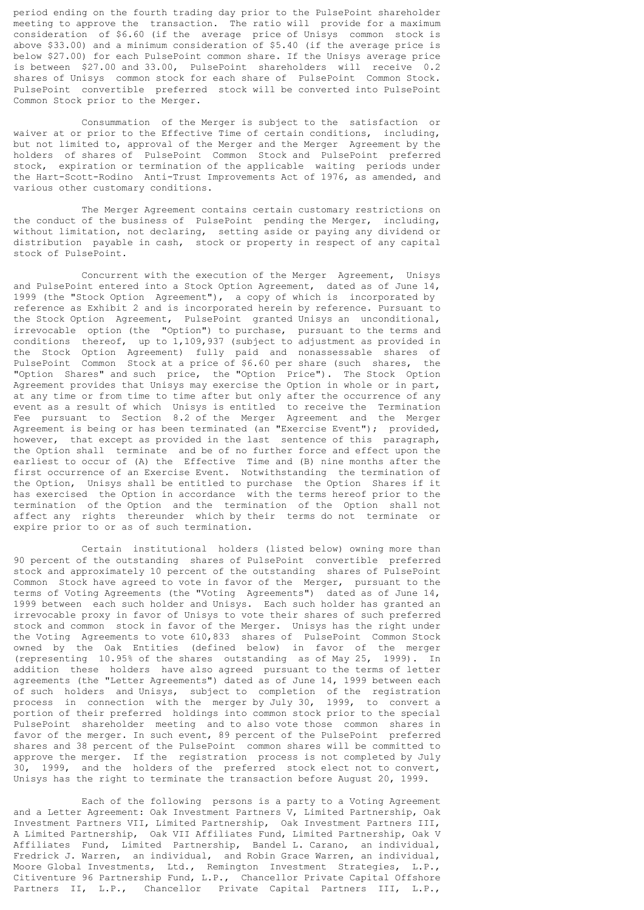period ending on the fourth trading day prior to the PulsePoint shareholder meeting to approve the transaction. The ratio will provide for a maximum consideration of $6.60 (if the average price of Unisys common stock is above $33.00) and a minimum consideration of $5.40 (if the average price is below $27.00) for each PulsePoint common share. If the Unisys average price is between $27.00 and 33.00, PulsePoint shareholders will receive 0.2 shares of Unisys common stock for each share of PulsePoint Common Stock. PulsePoint convertible preferred stock will be converted into PulsePoint Common Stock prior to the Merger.

Consummation of the Merger is subject to the satisfaction or waiver at or prior to the Effective Time of certain conditions, including, but not limited to, approval of the Merger and the Merger Agreement by the holders of shares of PulsePoint Common Stock and PulsePoint preferred stock, expiration or termination of the applicable waiting periods under the Hart-Scott-Rodino Anti-Trust Improvements Act of 1976, as amended, and various other customary conditions.

The Merger Agreement contains certain customary restrictions on the conduct of the business of PulsePoint pending the Merger, including, without limitation, not declaring, setting aside or paying any dividend or distribution payable in cash, stock or property in respect of any capital stock of PulsePoint.

Concurrent with the execution of the Merger Agreement, Unisys and PulsePoint entered into a Stock Option Agreement, dated as of June 14, 1999 (the "Stock Option Agreement"), a copy of which is incorporated by reference as Exhibit 2 and is incorporated herein by reference. Pursuant to the Stock Option Agreement, PulsePoint granted Unisys an unconditional, irrevocable option (the "Option") to purchase, pursuant to the terms and conditions thereof, up to 1,109,937 (subject to adjustment as provided in the Stock Option Agreement) fully paid and nonassessable shares of PulsePoint Common Stock at a price of $6.60 per share (such shares, the "Option Shares" and such price, the "Option Price"). The Stock Option Agreement provides that Unisys may exercise the Option in whole or in part, at any time or from time to time after but only after the occurrence of any event as a result of which Unisys is entitled to receive the Termination Fee pursuant to Section 8.2 of the Merger Agreement and the Merger Agreement is being or has been terminated (an "Exercise Event"); provided, however, that except as provided in the last sentence of this paragraph, the Option shall terminate and be of no further force and effect upon the earliest to occur of (A) the Effective Time and (B) nine months after the first occurrence of an Exercise Event. Notwithstanding the termination of the Option, Unisys shall be entitled to purchase the Option Shares if it has exercised the Option in accordance with the terms hereof prior to the termination of the Option and the termination of the Option shall not affect any rights thereunder which by their terms do not terminate or expire prior to or as of such termination.

Certain institutional holders (listed below) owning more than 90 percent of the outstanding shares of PulsePoint convertible preferred stock and approximately 10 percent of the outstanding shares of PulsePoint Common Stock have agreed to vote in favor of the Merger, pursuant to the terms of Voting Agreements (the "Voting Agreements") dated as of June 14, 1999 between each such holder and Unisys. Each such holder has granted an irrevocable proxy in favor of Unisys to vote their shares of such preferred stock and common stock in favor of the Merger. Unisys has the right under the Voting Agreements to vote 610,833 shares of PulsePoint Common Stock owned by the Oak Entities (defined below) in favor of the merger (representing 10.95% of the shares outstanding as of May 25, 1999). In addition these holders have also agreed pursuant to the terms of letter agreements (the "Letter Agreements") dated as of June 14, 1999 between each of such holders and Unisys, subject to completion of the registration process in connection with the merger by July 30, 1999, to convert a portion of their preferred holdings into common stock prior to the special PulsePoint shareholder meeting and to also vote those common shares in favor of the merger. In such event, 89 percent of the PulsePoint preferred shares and 38 percent of the PulsePoint common shares will be committed to approve the merger. If the registration process is not completed by July 30, 1999, and the holders of the preferred stock elect not to convert, Unisys has the right to terminate the transaction before August 20, 1999.

Each of the following persons is a party to a Voting Agreement and a Letter Agreement: Oak Investment Partners V, Limited Partnership, Oak Investment Partners VII, Limited Partnership, Oak Investment Partners III, A Limited Partnership, Oak VII Affiliates Fund, Limited Partnership, Oak V Affiliates Fund, Limited Partnership, Bandel L. Carano, an individual, Fredrick J. Warren, an individual, and Robin Grace Warren, an individual, Moore Global Investments, Ltd., Remington Investment Strategies, L.P., Citiventure 96 Partnership Fund, L.P., Chancellor Private Capital Offshore Partners II, L.P., Chancellor Private Capital Partners III, L.P.,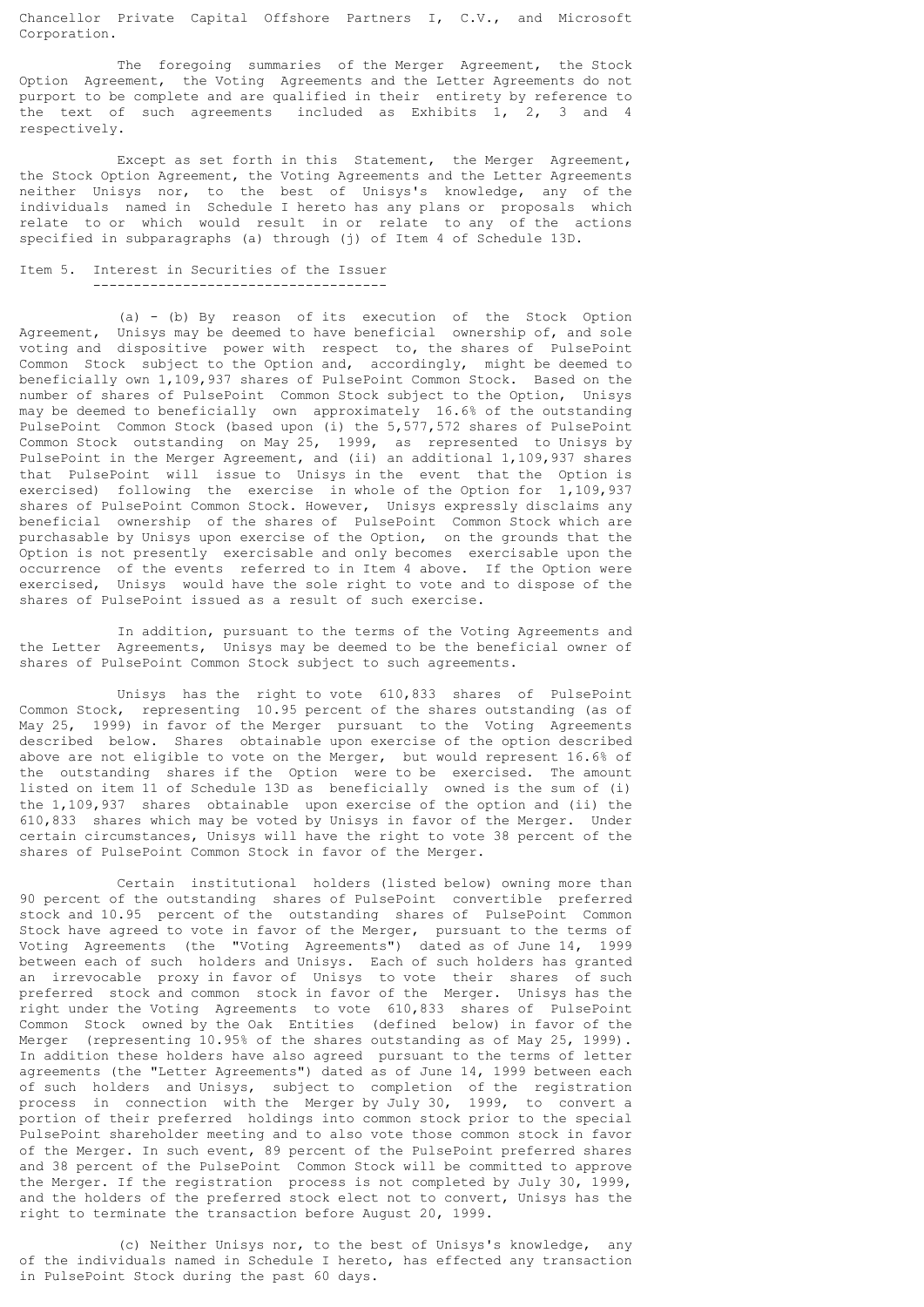Chancellor Private Capital Offshore Partners I, C.V., and Microsoft Corporation.

The foregoing summaries of the Merger Agreement, the Stock Option Agreement, the Voting Agreements and the Letter Agreements do not purport to be complete and are qualified in their entirety by reference to the text of such agreements included as Exhibits 1, 2, 3 and 4 respectively.

Except as set forth in this Statement, the Merger Agreement, the Stock Option Agreement, the Voting Agreements and the Letter Agreements neither Unisys nor, to the best of Unisys's knowledge, any of the individuals named in Schedule I hereto has any plans or proposals which relate to or which would result in or relate to any of the actions specified in subparagraphs (a) through (j) of Item 4 of Schedule 13D.

## Item 5. Interest in Securities of the Issuer

(a) - (b) By reason of its execution of the Stock Option Agreement, Unisys may be deemed to have beneficial ownership of, and sole voting and dispositive power with respect to, the shares of PulsePoint Common Stock subject to the Option and, accordingly, might be deemed to beneficially own 1,109,937 shares of PulsePoint Common Stock. Based on the number of shares of PulsePoint Common Stock subject to the Option, Unisys may be deemed to beneficially own approximately 16.6% of the outstanding PulsePoint Common Stock (based upon (i) the 5,577,572 shares of PulsePoint Common Stock outstanding on May 25, 1999, as represented to Unisys by PulsePoint in the Merger Agreement, and (ii) an additional 1,109,937 shares that PulsePoint will issue to Unisys in the event that the Option is exercised) following the exercise in whole of the Option for 1,109,937 shares of PulsePoint Common Stock. However, Unisys expressly disclaims any beneficial ownership of the shares of PulsePoint Common Stock which are purchasable by Unisys upon exercise of the Option, on the grounds that the Option is not presently exercisable and only becomes exercisable upon the occurrence of the events referred to in Item 4 above. If the Option were exercised, Unisys would have the sole right to vote and to dispose of the shares of PulsePoint issued as a result of such exercise.

In addition, pursuant to the terms of the Voting Agreements and the Letter Agreements, Unisys may be deemed to be the beneficial owner of shares of PulsePoint Common Stock subject to such agreements.

Unisys has the right to vote 610,833 shares of PulsePoint Common Stock, representing 10.95 percent of the shares outstanding (as of May 25, 1999) in favor of the Merger pursuant to the Voting Agreements described below. Shares obtainable upon exercise of the option described above are not eligible to vote on the Merger, but would represent 16.6% of the outstanding shares if the Option were to be exercised. The amount listed on item 11 of Schedule 13D as beneficially owned is the sum of (i) the 1,109,937 shares obtainable upon exercise of the option and (ii) the 610,833 shares which may be voted by Unisys in favor of the Merger. Under certain circumstances, Unisys will have the right to vote 38 percent of the shares of PulsePoint Common Stock in favor of the Merger.

Certain institutional holders (listed below) owning more than 90 percent of the outstanding shares of PulsePoint convertible preferred stock and 10.95 percent of the outstanding shares of PulsePoint Common Stock have agreed to vote in favor of the Merger, pursuant to the terms of Voting Agreements (the "Voting Agreements") dated as of June 14, 1999 between each of such holders and Unisys. Each of such holders has granted an irrevocable proxy in favor of Unisys to vote their shares of such preferred stock and common stock in favor of the Merger. Unisys has the right under the Voting Agreements to vote 610,833 shares of PulsePoint Common Stock owned by the Oak Entities (defined below) in favor of the Merger (representing 10.95% of the shares outstanding as of May 25, 1999). In addition these holders have also agreed pursuant to the terms of letter agreements (the "Letter Agreements") dated as of June 14, 1999 between each of such holders and Unisys, subject to completion of the registration process in connection with the Merger by July 30, 1999, to convert a portion of their preferred holdings into common stock prior to the special PulsePoint shareholder meeting and to also vote those common stock in favor of the Merger. In such event, 89 percent of the PulsePoint preferred shares and 38 percent of the PulsePoint Common Stock will be committed to approve the Merger. If the registration process is not completed by July 30, 1999, and the holders of the preferred stock elect not to convert, Unisys has the right to terminate the transaction before August 20, 1999.

(c) Neither Unisys nor, to the best of Unisys's knowledge, any of the individuals named in Schedule I hereto, has effected any transaction in PulsePoint Stock during the past 60 days.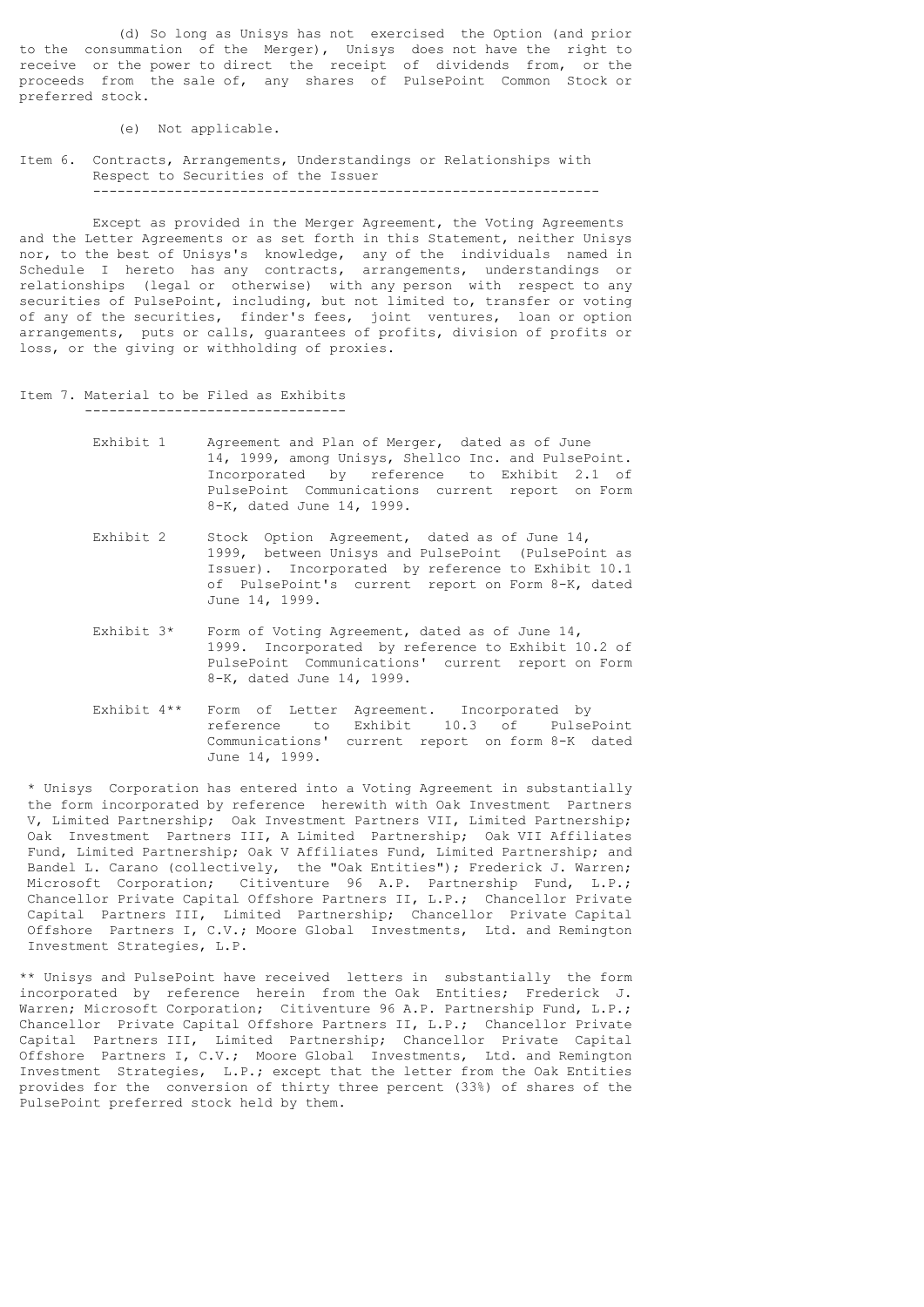(d) So long as Unisys has not exercised the Option (and prior to the consummation of the Merger), Unisys does not have the right to receive or the power to direct the receipt of dividends from, or the proceeds from the sale of, any shares of PulsePoint Common Stock or preferred stock.

(e) Not applicable.

## Item 6. Contracts, Arrangements, Understandings or Relationships with Respect to Securities of the Issuer

Except as provided in the Merger Agreement, the Voting Agreements and the Letter Agreements or as set forth in this Statement, neither Unisys nor, to the best of Unisys's knowledge, any of the individuals named in Schedule I hereto has any contracts, arrangements, understandings or relationships (legal or otherwise) with any person with respect to any securities of PulsePoint, including, but not limited to, transfer or voting of any of the securities, finder's fees, joint ventures, loan or option arrangements, puts or calls, guarantees of profits, division of profits or loss, or the giving or withholding of proxies.

## Item 7. Material to be Filed as Exhibits

- Exhibit 1 Agreement and Plan of Merger, dated as of June 14, 1999, among Unisys, Shellco Inc. and PulsePoint. Incorporated by reference to Exhibit 2.1 of PulsePoint Communications current report on Form 8-K, dated June 14, 1999.

- Exhibit 2 Stock Option Agreement, dated as of June 14, 1999, between Unisys and PulsePoint (PulsePoint as Issuer). Incorporated by reference to Exhibit 10.1 of PulsePoint's current report on Form 8-K, dated June 14, 1999.

- Exhibit 3* Form of Voting Agreement, dated as of June 14, 1999. Incorporated by reference to Exhibit 10.2 of PulsePoint Communications' current report on Form 8-K, dated June 14, 1999.

- Exhibit 4** Form of Letter Agreement. Incorporated by reference to Exhibit 10.3 of PulsePoint Communications' current report on form 8-K dated June 14, 1999.

\* Unisys Corporation has entered into a Voting Agreement in substantially the form incorporated by reference herewith with Oak Investment Partners V, Limited Partnership; Oak Investment Partners VII, Limited Partnership; Oak Investment Partners III, A Limited Partnership; Oak VII Affiliates Fund, Limited Partnership; Oak V Affiliates Fund, Limited Partnership; and Bandel L. Carano (collectively, the "Oak Entities"); Frederick J. Warren; Microsoft Corporation; Citiventure 96 A.P. Partnership Fund, L.P.; Chancellor Private Capital Offshore Partners II, L.P.; Chancellor Private Capital Partners III, Limited Partnership; Chancellor Private Capital Offshore Partners I, C.V.; Moore Global Investments, Ltd. and Remington Investment Strategies, L.P.

** Unisys and PulsePoint have received letters in substantially the form incorporated by reference herein from the Oak Entities; Frederick J. Warren; Microsoft Corporation; Citiventure 96 A.P. Partnership Fund, L.P.; Chancellor Private Capital Offshore Partners II, L.P.; Chancellor Private Capital Partners III, Limited Partnership; Chancellor Private Capital Offshore Partners I, C.V.; Moore Global Investments, Ltd. and Remington Investment Strategies, L.P.; except that the letter from the Oak Entities provides for the conversion of thirty three percent (33%) of shares of the PulsePoint preferred stock held by them.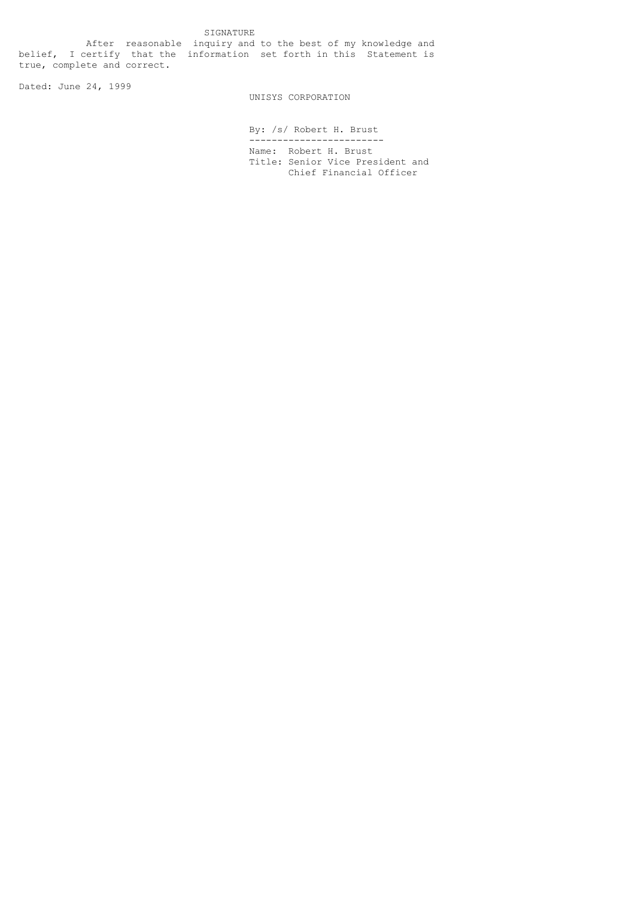# SIGNATURE

After reasonable inquiry and to the best of my knowledge and belief, I certify that the information set forth in this Statement is true, complete and correct.

Dated: June 24, 1999

UNISYS CORPORATION

By: /s/ Robert H. Brust

Name: Robert H. Brust

Title: Senior Vice President and Chief Financial Officer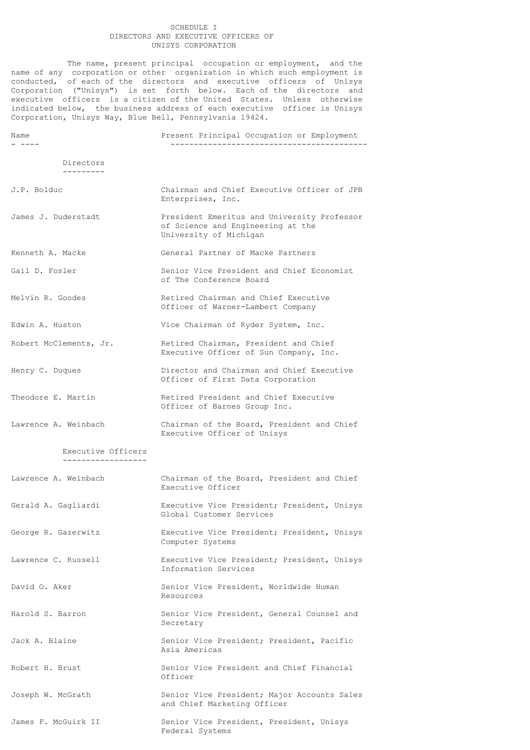# SCHEDULE I
## DIRECTORS AND EXECUTIVE OFFICERS OF UNISYS CORPORATION

The name, present principal occupation or employment, and the name of any corporation or other organization in which such employment is conducted, of each of the directors and executive officers of Unisys Corporation ("Unisys") is set forth below. Each of the directors and executive officers is a citizen of the United States. Unless otherwise indicated below, the business address of each executive officer is Unisys Corporation, Unisys Way, Blue Bell, Pennsylvania 19424.

| Name | Present Principal Occupation or Employment |
|---|---|
| **Directors** | |
| J.P. Bolduc | Chairman and Chief Executive Officer of JPB Enterprises, Inc. |
| James J. Duderstadt | President Emeritus and University Professor of Science and Engineering at the University of Michigan |
| Kenneth A. Macke | General Partner of Macke Partners |
| Gail D. Fosler | Senior Vice President and Chief Economist of The Conference Board |
| Melvin R. Goodes | Retired Chairman and Chief Executive Officer of Warner-Lambert Company |
| Edwin A. Huston | Vice Chairman of Ryder System, Inc. |
| Robert McClements, Jr. | Retired Chairman, President and Chief Executive Officer of Sun Company, Inc. |
| Henry C. Duques | Director and Chairman and Chief Executive Officer of First Data Corporation |
| Theodore E. Martin | Retired President and Chief Executive Officer of Barnes Group Inc. |
| Lawrence A. Weinbach | Chairman of the Board, President and Chief Executive Officer of Unisys |
| **Executive Officers** | |
| Lawrence A. Weinbach | Chairman of the Board, President and Chief Executive Officer |
| Gerald A. Gagliardi | Executive Vice President; President, Unisys Global Customer Services |
| George R. Gazerwitz | Executive Vice President; President, Unisys Computer Systems |
| Lawrence C. Russell | Executive Vice President; President, Unisys Information Services |
| David O. Aker | Senior Vice President, Worldwide Human Resources |
| Harold S. Barron | Senior Vice President, General Counsel and Secretary |
| Jack A. Blaine | Senior Vice President; President, Pacific Asia Americas |
| Robert H. Brust | Senior Vice President and Chief Financial Officer |
| Joseph W. McGrath | Senior Vice President; Major Accounts Sales and Chief Marketing Officer |
| James F. McGuirk II | Senior Vice President, President, Unisys Federal Systems |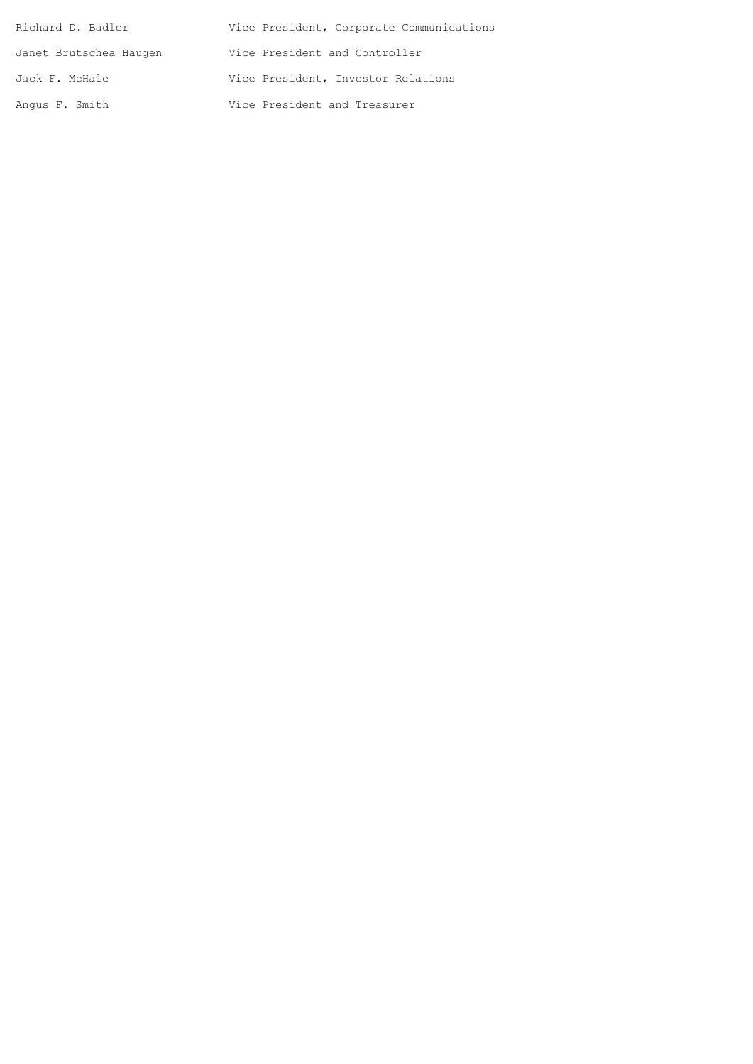| | |
|---|---|
| Richard D. Badler | Vice President, Corporate Communications |
| Janet Brutschea Haugen | Vice President and Controller |
| Jack F. McHale | Vice President, Investor Relations |
| Angus F. Smith | Vice President and Treasurer |